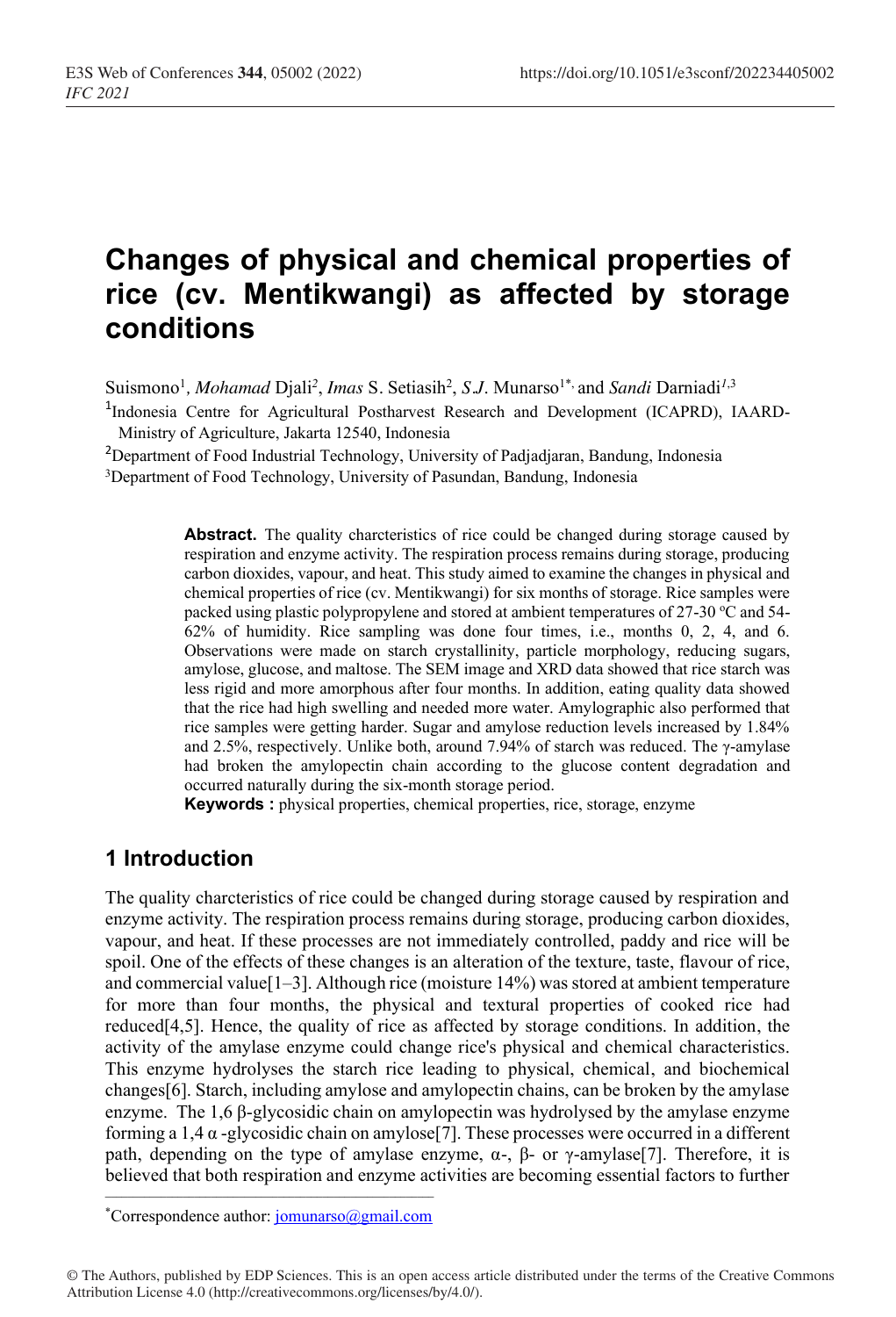# Changes of physical and chemical properties of rice (cv. Mentikwangi) as affected by storage conditions

Suismono[1], *Mohamad* Djali[2], *Imas* S. Setiasih[2], *S.J*. Munarso[1*] and *Sandi* Darniadi[1,3]

[1]Indonesia Centre for Agricultural Postharvest Research and Development (ICAPRD), IAARD-Ministry of Agriculture, Jakarta 12540, Indonesia

[2]Department of Food Industrial Technology, University of Padjadjaran, Bandung, Indonesia

[3]Department of Food Technology, University of Pasundan, Bandung, Indonesia

**Abstract.** The quality charcteristics of rice could be changed during storage caused by respiration and enzyme activity. The respiration process remains during storage, producing carbon dioxides, vapour, and heat. This study aimed to examine the changes in physical and chemical properties of rice (cv. Mentikwangi) for six months of storage. Rice samples were packed using plastic polypropylene and stored at ambient temperatures of 27-30 ºC and 54-62% of humidity. Rice sampling was done four times, i.e., months 0, 2, 4, and 6. Observations were made on starch crystallinity, particle morphology, reducing sugars, amylose, glucose, and maltose. The SEM image and XRD data showed that rice starch was less rigid and more amorphous after four months. In addition, eating quality data showed that the rice had high swelling and needed more water. Amylographic also performed that rice samples were getting harder. Sugar and amylose reduction levels increased by 1.84% and 2.5%, respectively. Unlike both, around 7.94% of starch was reduced. The γ-amylase had broken the amylopectin chain according to the glucose content degradation and occurred naturally during the six-month storage period.

**Keywords :** physical properties, chemical properties, rice, storage, enzyme

## 1 Introduction

The quality charcteristics of rice could be changed during storage caused by respiration and enzyme activity. The respiration process remains during storage, producing carbon dioxides, vapour, and heat. If these processes are not immediately controlled, paddy and rice will be spoil. One of the effects of these changes is an alteration of the texture, taste, flavour of rice, and commercial value[1–3]. Although rice (moisture 14%) was stored at ambient temperature for more than four months, the physical and textural properties of cooked rice had reduced[4,5]. Hence, the quality of rice as affected by storage conditions. In addition, the activity of the amylase enzyme could change rice's physical and chemical characteristics. This enzyme hydrolyses the starch rice leading to physical, chemical, and biochemical changes[6]. Starch, including amylose and amylopectin chains, can be broken by the amylase enzyme. The 1,6 β-glycosidic chain on amylopectin was hydrolysed by the amylase enzyme forming a 1,4 α -glycosidic chain on amylose[7]. These processes were occurred in a different path, depending on the type of amylase enzyme, α-, β- or γ-amylase[7]. Therefore, it is believed that both respiration and enzyme activities are becoming essential factors to further

*Correspondence author: jomunarso@gmail.com

© The Authors, published by EDP Sciences. This is an open access article distributed under the terms of the Creative Commons Attribution License 4.0 (http://creativecommons.org/licenses/by/4.0/).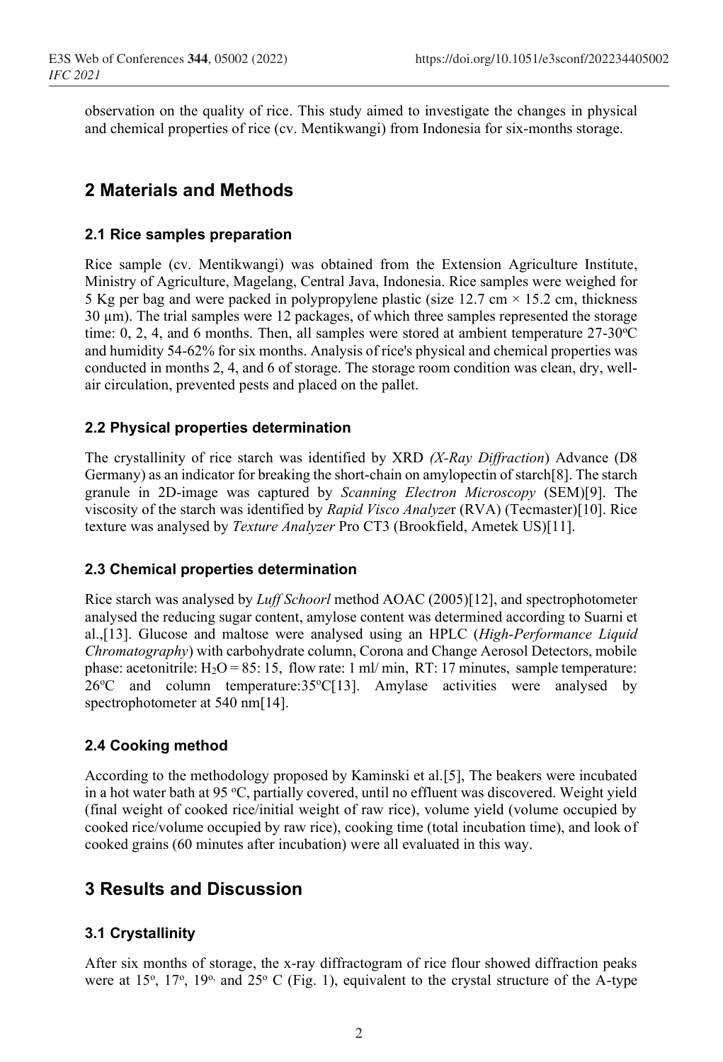observation on the quality of rice. This study aimed to investigate the changes in physical and chemical properties of rice (cv. Mentikwangi) from Indonesia for six-months storage.

## 2 Materials and Methods

### 2.1 Rice samples preparation

Rice sample (cv. Mentikwangi) was obtained from the Extension Agriculture Institute, Ministry of Agriculture, Magelang, Central Java, Indonesia. Rice samples were weighed for 5 Kg per bag and were packed in polypropylene plastic (size 12.7 cm × 15.2 cm, thickness 30 μm). The trial samples were 12 packages, of which three samples represented the storage time: 0, 2, 4, and 6 months. Then, all samples were stored at ambient temperature 27-30°C and humidity 54-62% for six months. Analysis of rice's physical and chemical properties was conducted in months 2, 4, and 6 of storage. The storage room condition was clean, dry, well-air circulation, prevented pests and placed on the pallet.

### 2.2 Physical properties determination

The crystallinity of rice starch was identified by XRD *(X-Ray Diffraction*) Advance (D8 Germany) as an indicator for breaking the short-chain on amylopectin of starch[8]. The starch granule in 2D-image was captured by *Scanning Electron Microscopy* (SEM)[9]. The viscosity of the starch was identified by *Rapid Visco Analyze*r (RVA) (Tecmaster)[10]. Rice texture was analysed by *Texture Analyzer* Pro CT3 (Brookfield, Ametek US)[11].

### 2.3 Chemical properties determination

Rice starch was analysed by *Luff Schoorl* method AOAC (2005)[12], and spectrophotometer analysed the reducing sugar content, amylose content was determined according to Suarni et al.,[13]. Glucose and maltose were analysed using an HPLC (*High-Performance Liquid Chromatography*) with carbohydrate column, Corona and Change Aerosol Detectors, mobile phase: acetonitrile: $H_2O$ = 85: 15, flow rate: 1 ml/ min, RT: 17 minutes, sample temperature: 26°C and column temperature:35°C[13]. Amylase activities were analysed by spectrophotometer at 540 nm[14].

### 2.4 Cooking method

According to the methodology proposed by Kaminski et al.[5], The beakers were incubated in a hot water bath at 95 °C, partially covered, until no effluent was discovered. Weight yield (final weight of cooked rice/initial weight of raw rice), volume yield (volume occupied by cooked rice/volume occupied by raw rice), cooking time (total incubation time), and look of cooked grains (60 minutes after incubation) were all evaluated in this way.

## 3 Results and Discussion

### 3.1 Crystallinity

After six months of storage, the x-ray diffractogram of rice flour showed diffraction peaks were at 15°, 17°, 19°, and 25° C (Fig. 1), equivalent to the crystal structure of the A-type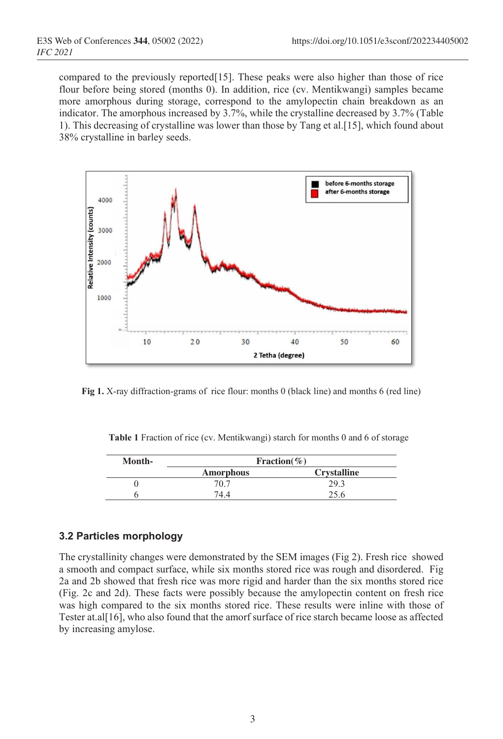compared to the previously reported[15]. These peaks were also higher than those of rice flour before being stored (months 0). In addition, rice (cv. Mentikwangi) samples became more amorphous during storage, correspond to the amylopectin chain breakdown as an indicator. The amorphous increased by 3.7%, while the crystalline decreased by 3.7% (Table 1). This decreasing of crystalline was lower than those by Tang et al.[15], which found about 38% crystalline in barley seeds.

**Fig 1.** X-ray diffraction-grams of rice flour: months 0 (black line) and months 6 (red line)

**Table 1** Fraction of rice (cv. Mentikwangi) starch for months 0 and 6 of storage

| Month- | Fraction(%) | |
|---|---|---|
| | **Amorphous** | **Crystalline** |
| 0 | 70.7 | 29.3 |
| 6 | 74.4 | 25.6 |

### 3.2 Particles morphology

The crystallinity changes were demonstrated by the SEM images (Fig 2). Fresh rice showed a smooth and compact surface, while six months stored rice was rough and disordered. Fig 2a and 2b showed that fresh rice was more rigid and harder than the six months stored rice (Fig. 2c and 2d). These facts were possibly because the amylopectin content on fresh rice was high compared to the six months stored rice. These results were inline with those of Tester at.al[16], who also found that the amorf surface of rice starch became loose as affected by increasing amylose.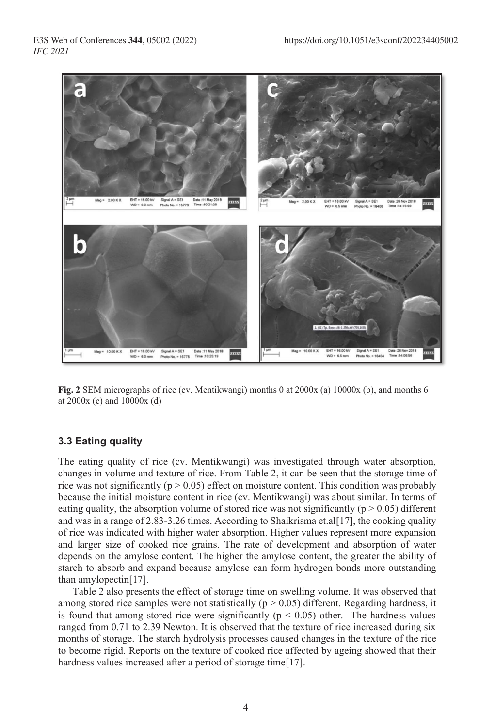**Fig. 2** SEM micrographs of rice (cv. Mentikwangi) months 0 at 2000x (a) 10000x (b), and months 6 at 2000x (c) and 10000x (d)

### 3.3 Eating quality

The eating quality of rice (cv. Mentikwangi) was investigated through water absorption, changes in volume and texture of rice. From Table 2, it can be seen that the storage time of rice was not significantly ($p > 0.05$) effect on moisture content. This condition was probably because the initial moisture content in rice (cv. Mentikwangi) was about similar. In terms of eating quality, the absorption volume of stored rice was not significantly ($p > 0.05$) different and was in a range of 2.83-3.26 times. According to Shaikrisma et.al[17], the cooking quality of rice was indicated with higher water absorption. Higher values represent more expansion and larger size of cooked rice grains. The rate of development and absorption of water depends on the amylose content. The higher the amylose content, the greater the ability of starch to absorb and expand because amylose can form hydrogen bonds more outstanding than amylopectin[17].

Table 2 also presents the effect of storage time on swelling volume. It was observed that among stored rice samples were not statistically ($p > 0.05$) different. Regarding hardness, it is found that among stored rice were significantly ($p < 0.05$) other. The hardness values ranged from 0.71 to 2.39 Newton. It is observed that the texture of rice increased during six months of storage. The starch hydrolysis processes caused changes in the texture of the rice to become rigid. Reports on the texture of cooked rice affected by ageing showed that their hardness values increased after a period of storage time[17].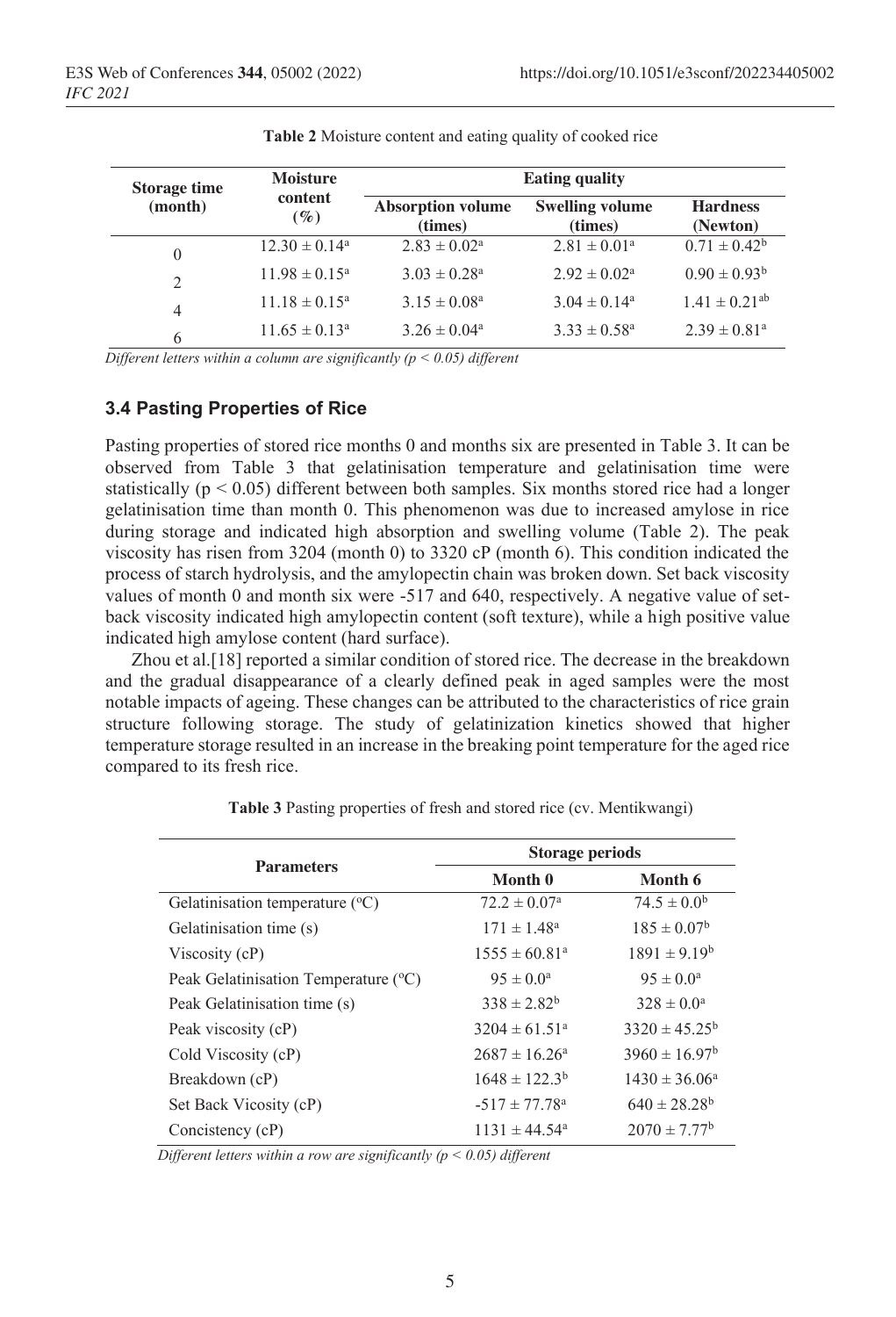**Table 2** Moisture content and eating quality of cooked rice

| Storage time (month) | Moisture content (%) | Eating quality | | |
|---|---|---|---|---|
| | | Absorption volume (times) | Swelling volume (times) | Hardness (Newton) |
| 0 | $12.30 \pm 0.14^{a}$ | $2.83 \pm 0.02^{a}$ | $2.81 \pm 0.01^{a}$ | $0.71 \pm 0.42^{b}$ |
| 2 | $11.98 \pm 0.15^{a}$ | $3.03 \pm 0.28^{a}$ | $2.92 \pm 0.02^{a}$ | $0.90 \pm 0.93^{b}$ |
| 4 | $11.18 \pm 0.15^{a}$ | $3.15 \pm 0.08^{a}$ | $3.04 \pm 0.14^{a}$ | $1.41 \pm 0.21^{ab}$ |
| 6 | $11.65 \pm 0.13^{a}$ | $3.26 \pm 0.04^{a}$ | $3.33 \pm 0.58^{a}$ | $2.39 \pm 0.81^{a}$ |

*Different letters within a column are significantly ($p < 0.05$) different*

### 3.4 Pasting Properties of Rice

Pasting properties of stored rice months 0 and months six are presented in Table 3. It can be observed from Table 3 that gelatinisation temperature and gelatinisation time were statistically ($p < 0.05$) different between both samples. Six months stored rice had a longer gelatinisation time than month 0. This phenomenon was due to increased amylose in rice during storage and indicated high absorption and swelling volume (Table 2). The peak viscosity has risen from 3204 (month 0) to 3320 cP (month 6). This condition indicated the process of starch hydrolysis, and the amylopectin chain was broken down. Set back viscosity values of month 0 and month six were -517 and 640, respectively. A negative value of set-back viscosity indicated high amylopectin content (soft texture), while a high positive value indicated high amylose content (hard surface).

Zhou et al.[18] reported a similar condition of stored rice. The decrease in the breakdown and the gradual disappearance of a clearly defined peak in aged samples were the most notable impacts of ageing. These changes can be attributed to the characteristics of rice grain structure following storage. The study of gelatinization kinetics showed that higher temperature storage resulted in an increase in the breaking point temperature for the aged rice compared to its fresh rice.

**Table 3** Pasting properties of fresh and stored rice (cv. Mentikwangi)

| Parameters | Storage periods | |
|---|---|---|
| | Month 0 | Month 6 |
| Gelatinisation temperature (°C) | $72.2 \pm 0.07^{a}$ | $74.5 \pm 0.0^{b}$ |
| Gelatinisation time (s) | $171 \pm 1.48^{a}$ | $185 \pm 0.07^{b}$ |
| Viscosity (cP) | $1555 \pm 60.81^{a}$ | $1891 \pm 9.19^{b}$ |
| Peak Gelatinisation Temperature (°C) | $95 \pm 0.0^{a}$ | $95 \pm 0.0^{a}$ |
| Peak Gelatinisation time (s) | $338 \pm 2.82^{b}$ | $328 \pm 0.0^{a}$ |
| Peak viscosity (cP) | $3204 \pm 61.51^{a}$ | $3320 \pm 45.25^{b}$ |
| Cold Viscosity (cP) | $2687 \pm 16.26^{a}$ | $3960 \pm 16.97^{b}$ |
| Breakdown (cP) | $1648 \pm 122.3^{b}$ | $1430 \pm 36.06^{a}$ |
| Set Back Vicosity (cP) | $-517 \pm 77.78^{a}$ | $640 \pm 28.28^{b}$ |
| Concistency (cP) | $1131 \pm 44.54^{a}$ | $2070 \pm 7.77^{b}$ |

*Different letters within a row are significantly ($p < 0.05$) different*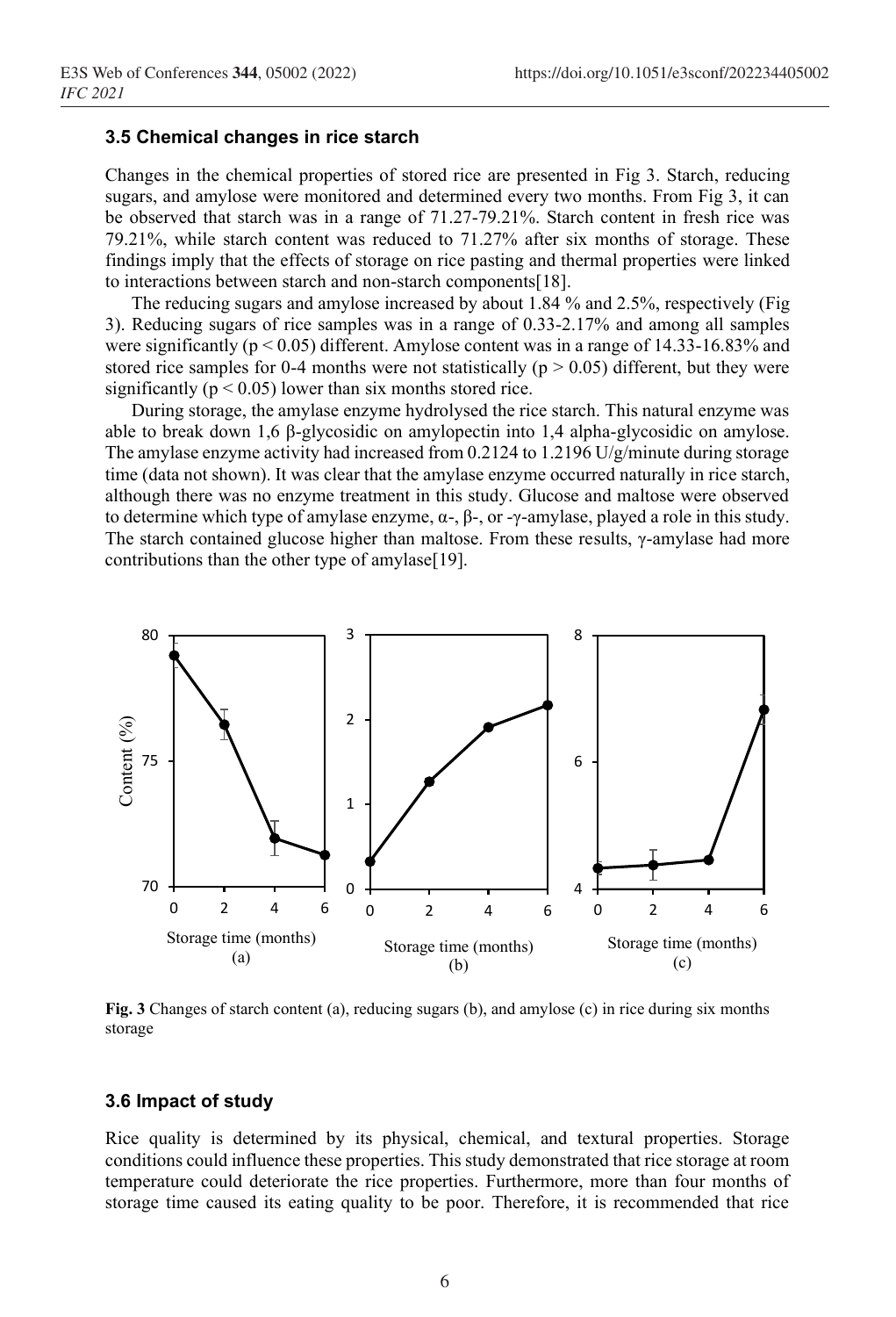### 3.5 Chemical changes in rice starch

Changes in the chemical properties of stored rice are presented in Fig 3. Starch, reducing sugars, and amylose were monitored and determined every two months. From Fig 3, it can be observed that starch was in a range of 71.27-79.21%. Starch content in fresh rice was 79.21%, while starch content was reduced to 71.27% after six months of storage. These findings imply that the effects of storage on rice pasting and thermal properties were linked to interactions between starch and non-starch components[18].

The reducing sugars and amylose increased by about 1.84 % and 2.5%, respectively (Fig 3). Reducing sugars of rice samples was in a range of 0.33-2.17% and among all samples were significantly ($p < 0.05$) different. Amylose content was in a range of 14.33-16.83% and stored rice samples for 0-4 months were not statistically ($p > 0.05$) different, but they were significantly ($p < 0.05$) lower than six months stored rice.

During storage, the amylase enzyme hydrolysed the rice starch. This natural enzyme was able to break down 1,6 β-glycosidic on amylopectin into 1,4 alpha-glycosidic on amylose. The amylase enzyme activity had increased from 0.2124 to 1.2196 U/g/minute during storage time (data not shown). It was clear that the amylase enzyme occurred naturally in rice starch, although there was no enzyme treatment in this study. Glucose and maltose were observed to determine which type of amylase enzyme, α-, β-, or -γ-amylase, played a role in this study. The starch contained glucose higher than maltose. From these results, γ-amylase had more contributions than the other type of amylase[19].

**Fig. 3** Changes of starch content (a), reducing sugars (b), and amylose (c) in rice during six months storage

### 3.6 Impact of study

Rice quality is determined by its physical, chemical, and textural properties. Storage conditions could influence these properties. This study demonstrated that rice storage at room temperature could deteriorate the rice properties. Furthermore, more than four months of storage time caused its eating quality to be poor. Therefore, it is recommended that rice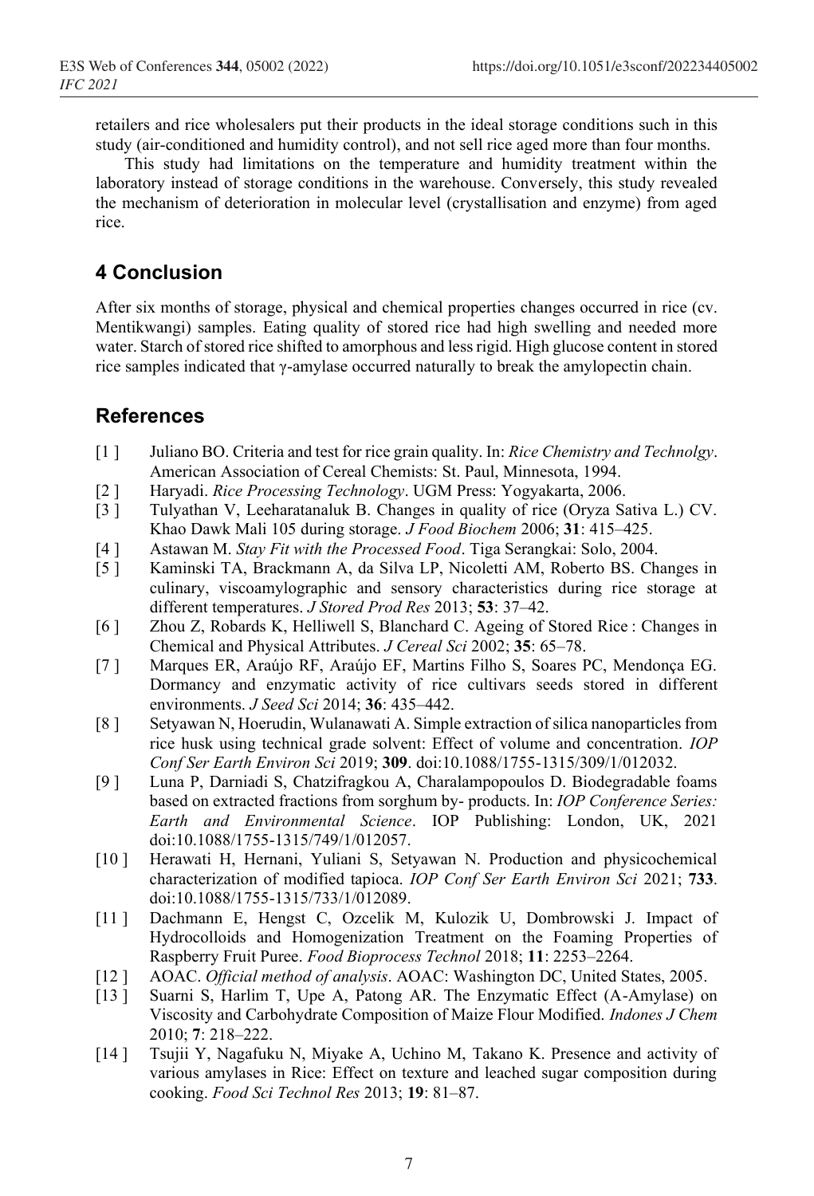retailers and rice wholesalers put their products in the ideal storage conditions such in this study (air-conditioned and humidity control), and not sell rice aged more than four months.

This study had limitations on the temperature and humidity treatment within the laboratory instead of storage conditions in the warehouse. Conversely, this study revealed the mechanism of deterioration in molecular level (crystallisation and enzyme) from aged rice.

## 4 Conclusion

After six months of storage, physical and chemical properties changes occurred in rice (cv. Mentikwangi) samples. Eating quality of stored rice had high swelling and needed more water. Starch of stored rice shifted to amorphous and less rigid. High glucose content in stored rice samples indicated that γ-amylase occurred naturally to break the amylopectin chain.

## References

[1 ] Juliano BO. Criteria and test for rice grain quality. In: *Rice Chemistry and Technolgy*. American Association of Cereal Chemists: St. Paul, Minnesota, 1994.

[2 ] Haryadi. *Rice Processing Technology*. UGM Press: Yogyakarta, 2006.

[3 ] Tulyathan V, Leeharatanaluk B. Changes in quality of rice (Oryza Sativa L.) CV. Khao Dawk Mali 105 during storage. *J Food Biochem* 2006; **31**: 415–425.

[4 ] Astawan M. *Stay Fit with the Processed Food*. Tiga Serangkai: Solo, 2004.

[5 ] Kaminski TA, Brackmann A, da Silva LP, Nicoletti AM, Roberto BS. Changes in culinary, viscoamylographic and sensory characteristics during rice storage at different temperatures. *J Stored Prod Res* 2013; **53**: 37–42.

[6 ] Zhou Z, Robards K, Helliwell S, Blanchard C. Ageing of Stored Rice : Changes in Chemical and Physical Attributes. *J Cereal Sci* 2002; **35**: 65–78.

[7 ] Marques ER, Araújo RF, Araújo EF, Martins Filho S, Soares PC, Mendonça EG. Dormancy and enzymatic activity of rice cultivars seeds stored in different environments. *J Seed Sci* 2014; **36**: 435–442.

[8 ] Setyawan N, Hoerudin, Wulanawati A. Simple extraction of silica nanoparticles from rice husk using technical grade solvent: Effect of volume and concentration. *IOP Conf Ser Earth Environ Sci* 2019; **309**. doi:10.1088/1755-1315/309/1/012032.

[9 ] Luna P, Darniadi S, Chatzifragkou A, Charalampopoulos D. Biodegradable foams based on extracted fractions from sorghum by- products. In: *IOP Conference Series: Earth and Environmental Science*. IOP Publishing: London, UK, 2021 doi:10.1088/1755-1315/749/1/012057.

[10 ] Herawati H, Hernani, Yuliani S, Setyawan N. Production and physicochemical characterization of modified tapioca. *IOP Conf Ser Earth Environ Sci* 2021; **733**. doi:10.1088/1755-1315/733/1/012089.

[11 ] Dachmann E, Hengst C, Ozcelik M, Kulozik U, Dombrowski J. Impact of Hydrocolloids and Homogenization Treatment on the Foaming Properties of Raspberry Fruit Puree. *Food Bioprocess Technol* 2018; **11**: 2253–2264.

[12 ] AOAC. *Official method of analysis*. AOAC: Washington DC, United States, 2005.

[13 ] Suarni S, Harlim T, Upe A, Patong AR. The Enzymatic Effect (A-Amylase) on Viscosity and Carbohydrate Composition of Maize Flour Modified. *Indones J Chem* 2010; **7**: 218–222.

[14 ] Tsujii Y, Nagafuku N, Miyake A, Uchino M, Takano K. Presence and activity of various amylases in Rice: Effect on texture and leached sugar composition during cooking. *Food Sci Technol Res* 2013; **19**: 81–87.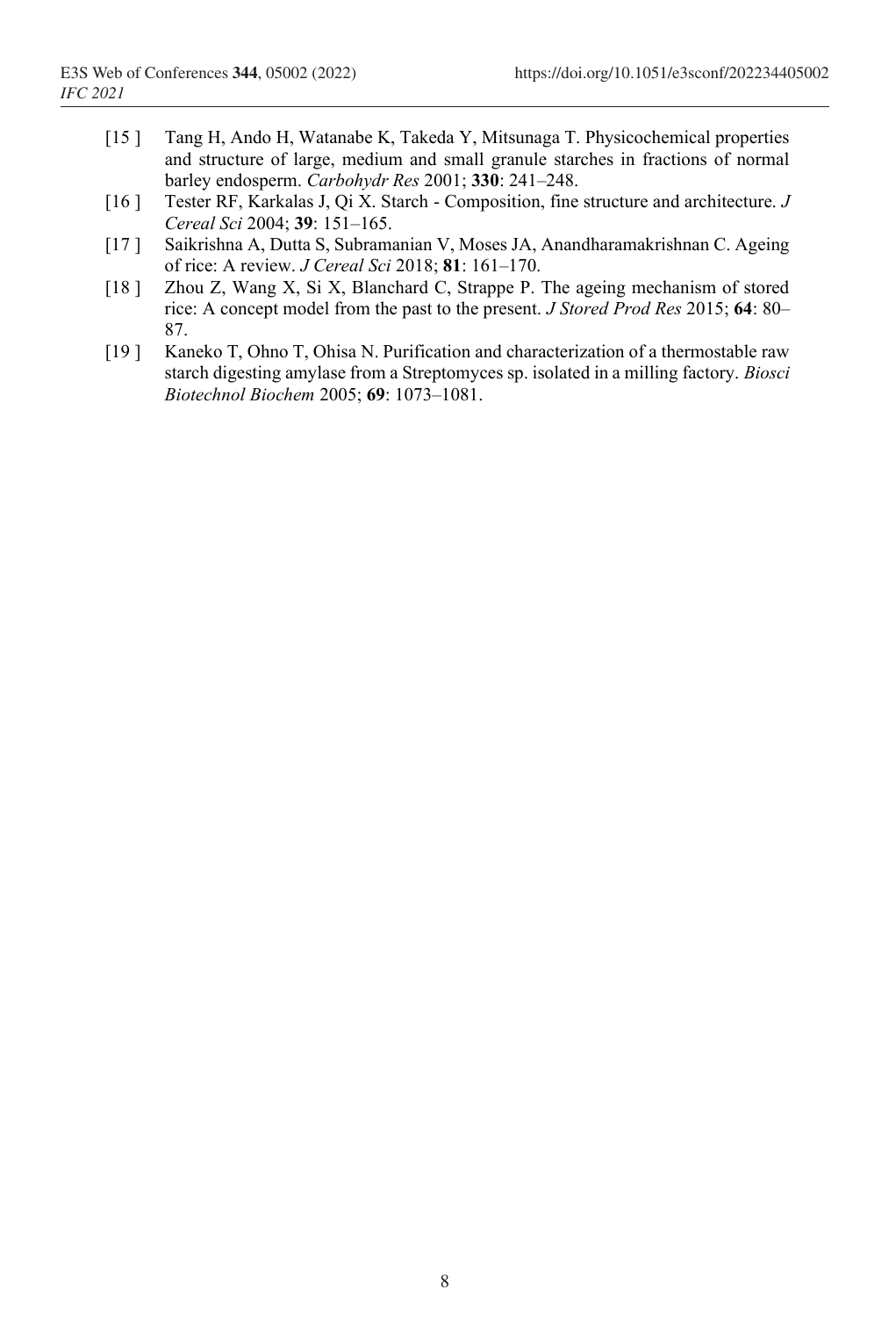[15] Tang H, Ando H, Watanabe K, Takeda Y, Mitsunaga T. Physicochemical properties and structure of large, medium and small granule starches in fractions of normal barley endosperm. *Carbohydr Res* 2001; **330**: 241–248.

[16] Tester RF, Karkalas J, Qi X. Starch - Composition, fine structure and architecture. *J Cereal Sci* 2004; **39**: 151–165.

[17] Saikrishna A, Dutta S, Subramanian V, Moses JA, Anandharamakrishnan C. Ageing of rice: A review. *J Cereal Sci* 2018; **81**: 161–170.

[18] Zhou Z, Wang X, Si X, Blanchard C, Strappe P. The ageing mechanism of stored rice: A concept model from the past to the present. *J Stored Prod Res* 2015; **64**: 80–87.

[19] Kaneko T, Ohno T, Ohisa N. Purification and characterization of a thermostable raw starch digesting amylase from a Streptomyces sp. isolated in a milling factory. *Biosci Biotechnol Biochem* 2005; **69**: 1073–1081.